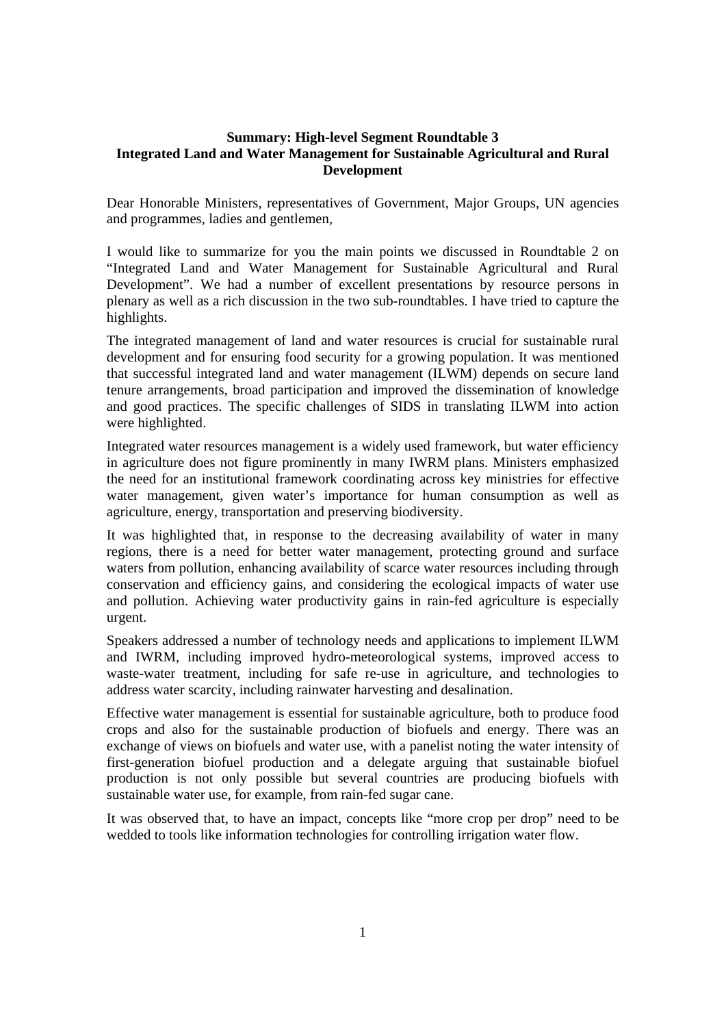**Summary: High-level Segment Roundtable 3**
**Integrated Land and Water Management for Sustainable Agricultural and Rural Development**

Dear Honorable Ministers, representatives of Government, Major Groups, UN agencies and programmes, ladies and gentlemen,

I would like to summarize for you the main points we discussed in Roundtable 2 on "Integrated Land and Water Management for Sustainable Agricultural and Rural Development". We had a number of excellent presentations by resource persons in plenary as well as a rich discussion in the two sub-roundtables. I have tried to capture the highlights.

The integrated management of land and water resources is crucial for sustainable rural development and for ensuring food security for a growing population. It was mentioned that successful integrated land and water management (ILWM) depends on secure land tenure arrangements, broad participation and improved the dissemination of knowledge and good practices. The specific challenges of SIDS in translating ILWM into action were highlighted.

Integrated water resources management is a widely used framework, but water efficiency in agriculture does not figure prominently in many IWRM plans. Ministers emphasized the need for an institutional framework coordinating across key ministries for effective water management, given water's importance for human consumption as well as agriculture, energy, transportation and preserving biodiversity.

It was highlighted that, in response to the decreasing availability of water in many regions, there is a need for better water management, protecting ground and surface waters from pollution, enhancing availability of scarce water resources including through conservation and efficiency gains, and considering the ecological impacts of water use and pollution. Achieving water productivity gains in rain-fed agriculture is especially urgent.

Speakers addressed a number of technology needs and applications to implement ILWM and IWRM, including improved hydro-meteorological systems, improved access to waste-water treatment, including for safe re-use in agriculture, and technologies to address water scarcity, including rainwater harvesting and desalination.

Effective water management is essential for sustainable agriculture, both to produce food crops and also for the sustainable production of biofuels and energy. There was an exchange of views on biofuels and water use, with a panelist noting the water intensity of first-generation biofuel production and a delegate arguing that sustainable biofuel production is not only possible but several countries are producing biofuels with sustainable water use, for example, from rain-fed sugar cane.

It was observed that, to have an impact, concepts like "more crop per drop" need to be wedded to tools like information technologies for controlling irrigation water flow.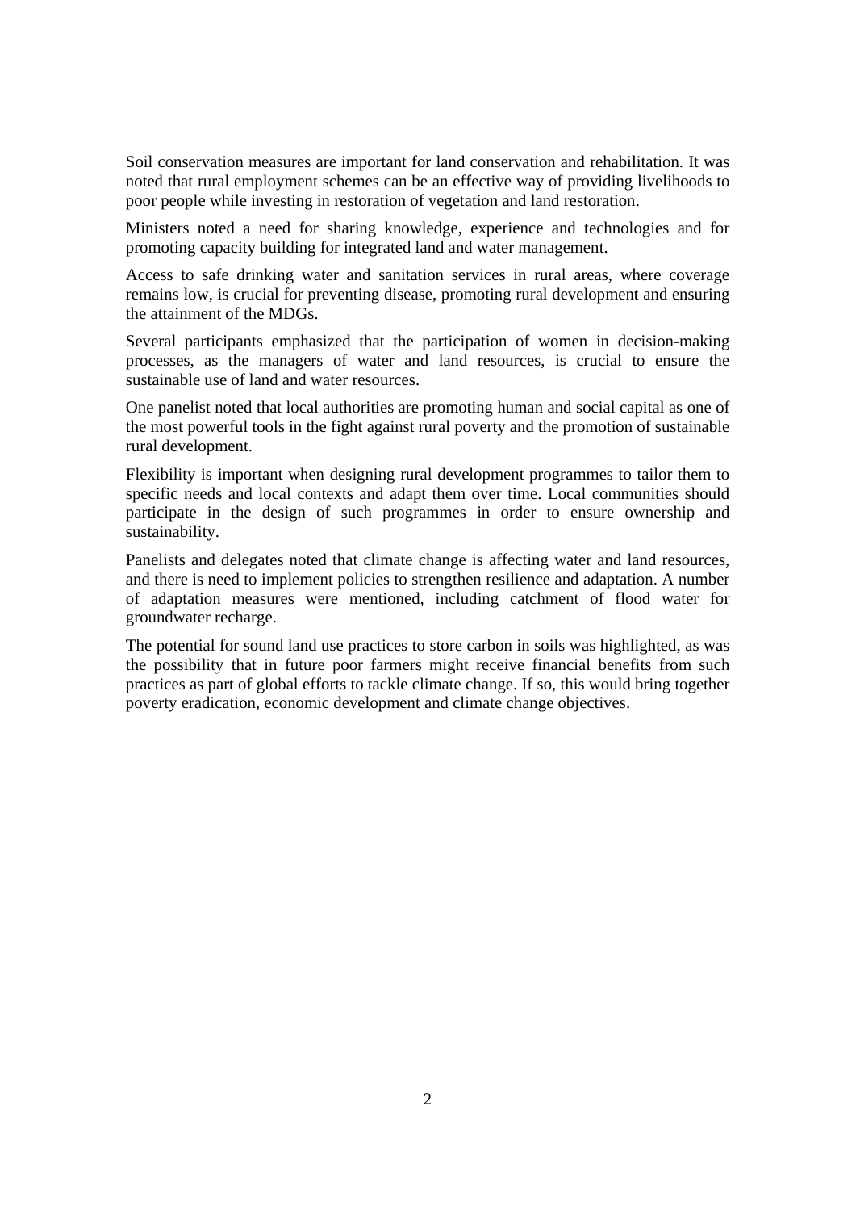Soil conservation measures are important for land conservation and rehabilitation. It was noted that rural employment schemes can be an effective way of providing livelihoods to poor people while investing in restoration of vegetation and land restoration.

Ministers noted a need for sharing knowledge, experience and technologies and for promoting capacity building for integrated land and water management.

Access to safe drinking water and sanitation services in rural areas, where coverage remains low, is crucial for preventing disease, promoting rural development and ensuring the attainment of the MDGs.

Several participants emphasized that the participation of women in decision-making processes, as the managers of water and land resources, is crucial to ensure the sustainable use of land and water resources.

One panelist noted that local authorities are promoting human and social capital as one of the most powerful tools in the fight against rural poverty and the promotion of sustainable rural development.

Flexibility is important when designing rural development programmes to tailor them to specific needs and local contexts and adapt them over time. Local communities should participate in the design of such programmes in order to ensure ownership and sustainability.

Panelists and delegates noted that climate change is affecting water and land resources, and there is need to implement policies to strengthen resilience and adaptation. A number of adaptation measures were mentioned, including catchment of flood water for groundwater recharge.

The potential for sound land use practices to store carbon in soils was highlighted, as was the possibility that in future poor farmers might receive financial benefits from such practices as part of global efforts to tackle climate change. If so, this would bring together poverty eradication, economic development and climate change objectives.